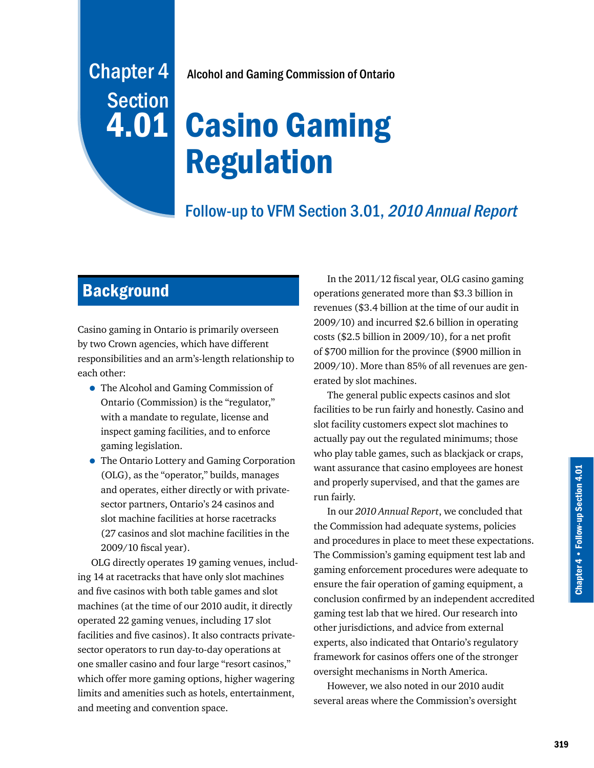# Chapter 4 Section 4.01

Alcohol and Gaming Commission of Ontario

# Casino Gaming Regulation

## Follow-up to VFM Section 3.01, *2010 Annual Report*

## Background

Casino gaming in Ontario is primarily overseen by two Crown agencies, which have different responsibilities and an arm's-length relationship to each other:

- The Alcohol and Gaming Commission of Ontario (Commission) is the "regulator," with a mandate to regulate, license and inspect gaming facilities, and to enforce gaming legislation.
- The Ontario Lottery and Gaming Corporation (OLG), as the "operator," builds, manages and operates, either directly or with private-sector partners, Ontario's 24 casinos and slot machine facilities at horse racetracks (27 casinos and slot machine facilities in the 2009/10 fiscal year).

OLG directly operates 19 gaming venues, including 14 at racetracks that have only slot machines and five casinos with both table games and slot machines (at the time of our 2010 audit, it directly operated 22 gaming venues, including 17 slot facilities and five casinos). It also contracts private-sector operators to run day-to-day operations at one smaller casino and four large "resort casinos," which offer more gaming options, higher wagering limits and amenities such as hotels, entertainment, and meeting and convention space.

In the 2011/12 fiscal year, OLG casino gaming operations generated more than $3.3 billion in revenues ($3.4 billion at the time of our audit in 2009/10) and incurred $2.6 billion in operating costs ($2.5 billion in 2009/10), for a net profit of $700 million for the province ($900 million in 2009/10). More than 85% of all revenues are generated by slot machines.

The general public expects casinos and slot facilities to be run fairly and honestly. Casino and slot facility customers expect slot machines to actually pay out the regulated minimums; those who play table games, such as blackjack or craps, want assurance that casino employees are honest and properly supervised, and that the games are run fairly.

In our *2010 Annual Report*, we concluded that the Commission had adequate systems, policies and procedures in place to meet these expectations. The Commission's gaming equipment test lab and gaming enforcement procedures were adequate to ensure the fair operation of gaming equipment, a conclusion confirmed by an independent accredited gaming test lab that we hired. Our research into other jurisdictions, and advice from external experts, also indicated that Ontario's regulatory framework for casinos offers one of the stronger oversight mechanisms in North America.

However, we also noted in our 2010 audit several areas where the Commission's oversight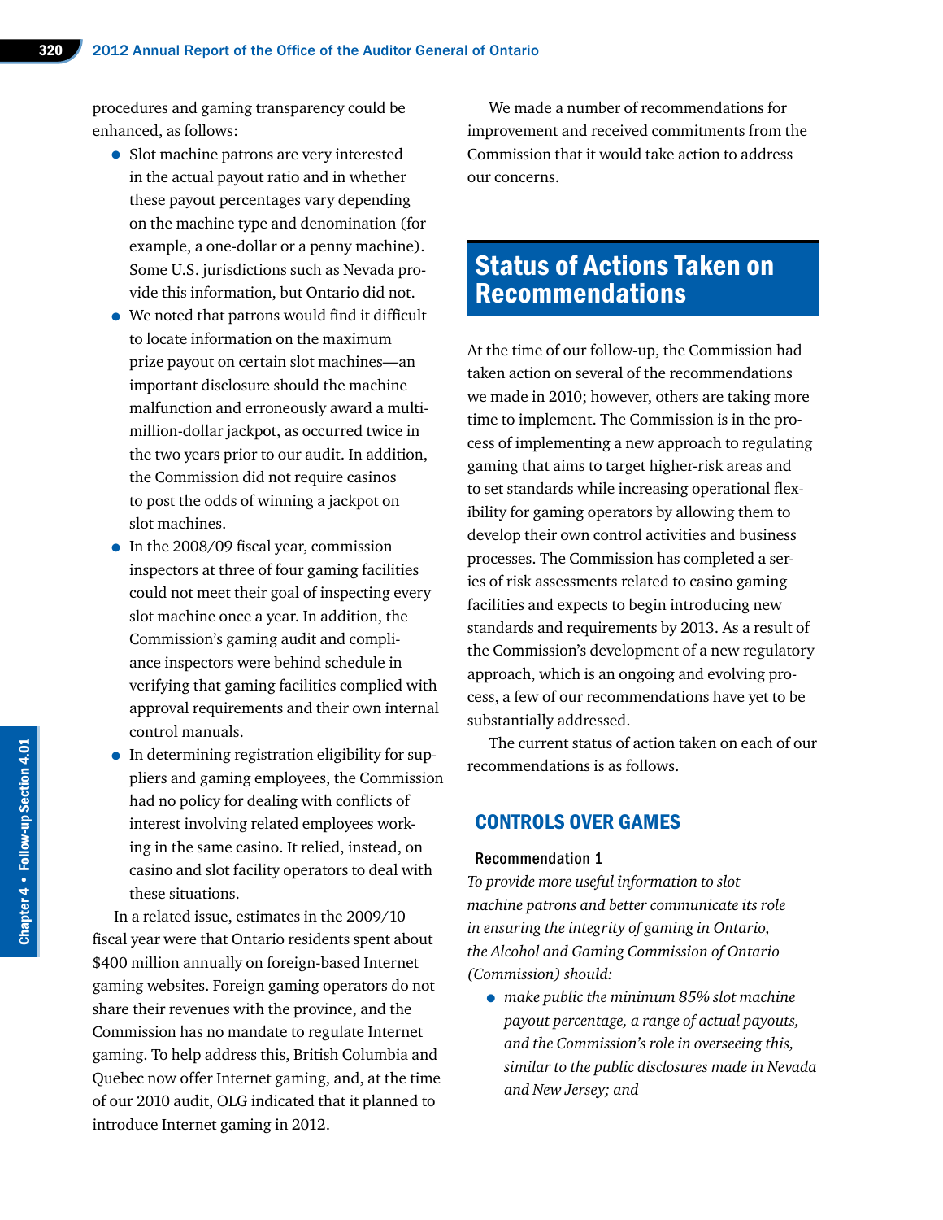procedures and gaming transparency could be enhanced, as follows:

- Slot machine patrons are very interested in the actual payout ratio and in whether these payout percentages vary depending on the machine type and denomination (for example, a one-dollar or a penny machine). Some U.S. jurisdictions such as Nevada provide this information, but Ontario did not.
- We noted that patrons would find it difficult to locate information on the maximum prize payout on certain slot machines—an important disclosure should the machine malfunction and erroneously award a multi-million-dollar jackpot, as occurred twice in the two years prior to our audit. In addition, the Commission did not require casinos to post the odds of winning a jackpot on slot machines.
- In the 2008/09 fiscal year, commission inspectors at three of four gaming facilities could not meet their goal of inspecting every slot machine once a year. In addition, the Commission's gaming audit and compliance inspectors were behind schedule in verifying that gaming facilities complied with approval requirements and their own internal control manuals.
- In determining registration eligibility for suppliers and gaming employees, the Commission had no policy for dealing with conflicts of interest involving related employees working in the same casino. It relied, instead, on casino and slot facility operators to deal with these situations.

In a related issue, estimates in the 2009/10 fiscal year were that Ontario residents spent about $400 million annually on foreign-based Internet gaming websites. Foreign gaming operators do not share their revenues with the province, and the Commission has no mandate to regulate Internet gaming. To help address this, British Columbia and Quebec now offer Internet gaming, and, at the time of our 2010 audit, OLG indicated that it planned to introduce Internet gaming in 2012.

We made a number of recommendations for improvement and received commitments from the Commission that it would take action to address our concerns.

# Status of Actions Taken on Recommendations

At the time of our follow-up, the Commission had taken action on several of the recommendations we made in 2010; however, others are taking more time to implement. The Commission is in the process of implementing a new approach to regulating gaming that aims to target higher-risk areas and to set standards while increasing operational flexibility for gaming operators by allowing them to develop their own control activities and business processes. The Commission has completed a series of risk assessments related to casino gaming facilities and expects to begin introducing new standards and requirements by 2013. As a result of the Commission's development of a new regulatory approach, which is an ongoing and evolving process, a few of our recommendations have yet to be substantially addressed.

The current status of action taken on each of our recommendations is as follows.

## CONTROLS OVER GAMES

### Recommendation 1

*To provide more useful information to slot machine patrons and better communicate its role in ensuring the integrity of gaming in Ontario, the Alcohol and Gaming Commission of Ontario (Commission) should:*

- *make public the minimum 85% slot machine payout percentage, a range of actual payouts, and the Commission's role in overseeing this, similar to the public disclosures made in Nevada and New Jersey; and*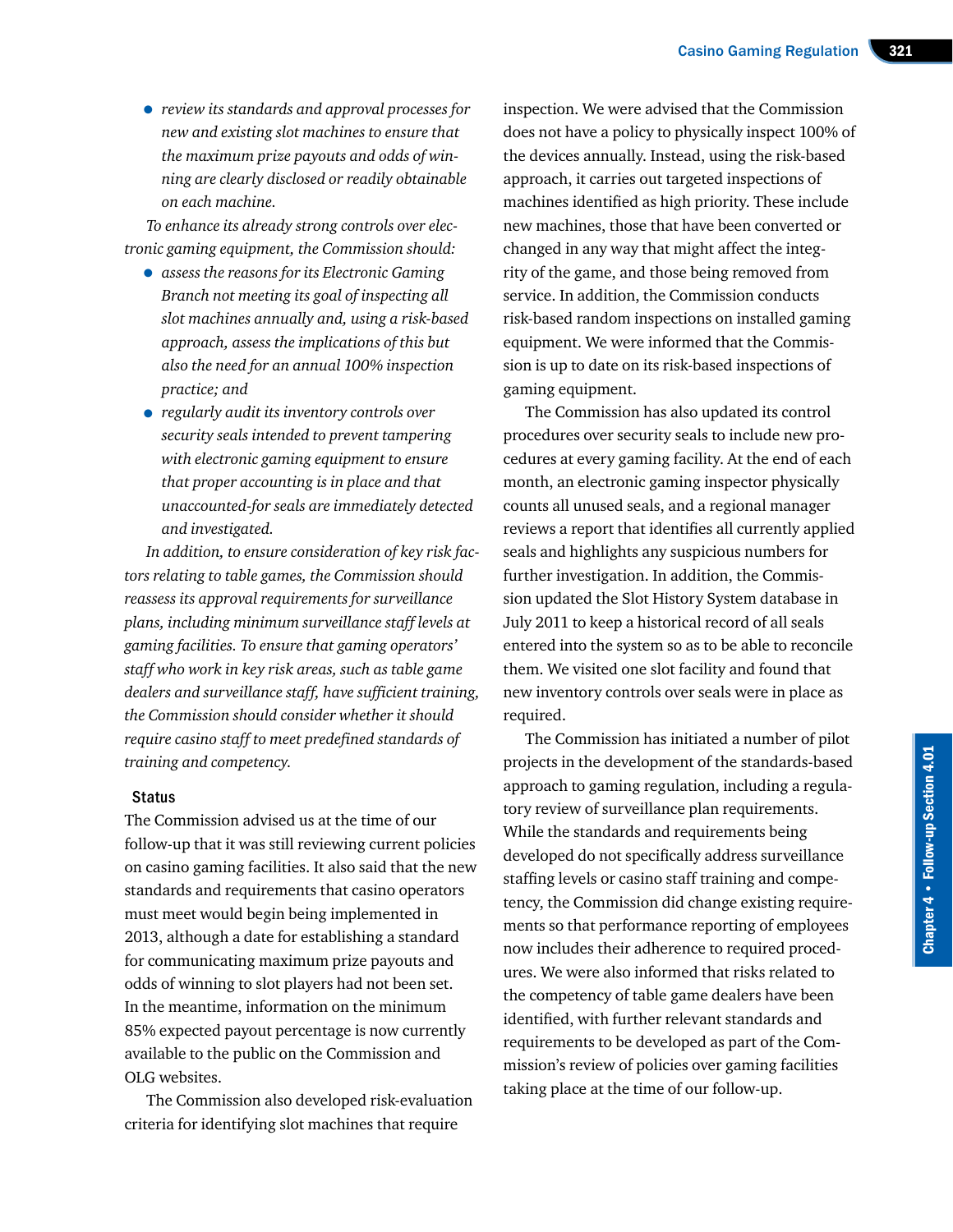- *review its standards and approval processes for new and existing slot machines to ensure that the maximum prize payouts and odds of winning are clearly disclosed or readily obtainable on each machine.*

*To enhance its already strong controls over electronic gaming equipment, the Commission should:*

- *assess the reasons for its Electronic Gaming Branch not meeting its goal of inspecting all slot machines annually and, using a risk-based approach, assess the implications of this but also the need for an annual 100% inspection practice; and*
- *regularly audit its inventory controls over security seals intended to prevent tampering with electronic gaming equipment to ensure that proper accounting is in place and that unaccounted-for seals are immediately detected and investigated.*

*In addition, to ensure consideration of key risk factors relating to table games, the Commission should reassess its approval requirements for surveillance plans, including minimum surveillance staff levels at gaming facilities. To ensure that gaming operators' staff who work in key risk areas, such as table game dealers and surveillance staff, have sufficient training, the Commission should consider whether it should require casino staff to meet predefined standards of training and competency.*

### Status

The Commission advised us at the time of our follow-up that it was still reviewing current policies on casino gaming facilities. It also said that the new standards and requirements that casino operators must meet would begin being implemented in 2013, although a date for establishing a standard for communicating maximum prize payouts and odds of winning to slot players had not been set. In the meantime, information on the minimum 85% expected payout percentage is now currently available to the public on the Commission and OLG websites.

The Commission also developed risk-evaluation criteria for identifying slot machines that require inspection. We were advised that the Commission does not have a policy to physically inspect 100% of the devices annually. Instead, using the risk-based approach, it carries out targeted inspections of machines identified as high priority. These include new machines, those that have been converted or changed in any way that might affect the integrity of the game, and those being removed from service. In addition, the Commission conducts risk-based random inspections on installed gaming equipment. We were informed that the Commission is up to date on its risk-based inspections of gaming equipment.

The Commission has also updated its control procedures over security seals to include new procedures at every gaming facility. At the end of each month, an electronic gaming inspector physically counts all unused seals, and a regional manager reviews a report that identifies all currently applied seals and highlights any suspicious numbers for further investigation. In addition, the Commission updated the Slot History System database in July 2011 to keep a historical record of all seals entered into the system so as to be able to reconcile them. We visited one slot facility and found that new inventory controls over seals were in place as required.

The Commission has initiated a number of pilot projects in the development of the standards-based approach to gaming regulation, including a regulatory review of surveillance plan requirements. While the standards and requirements being developed do not specifically address surveillance staffing levels or casino staff training and competency, the Commission did change existing requirements so that performance reporting of employees now includes their adherence to required procedures. We were also informed that risks related to the competency of table game dealers have been identified, with further relevant standards and requirements to be developed as part of the Commission's review of policies over gaming facilities taking place at the time of our follow-up.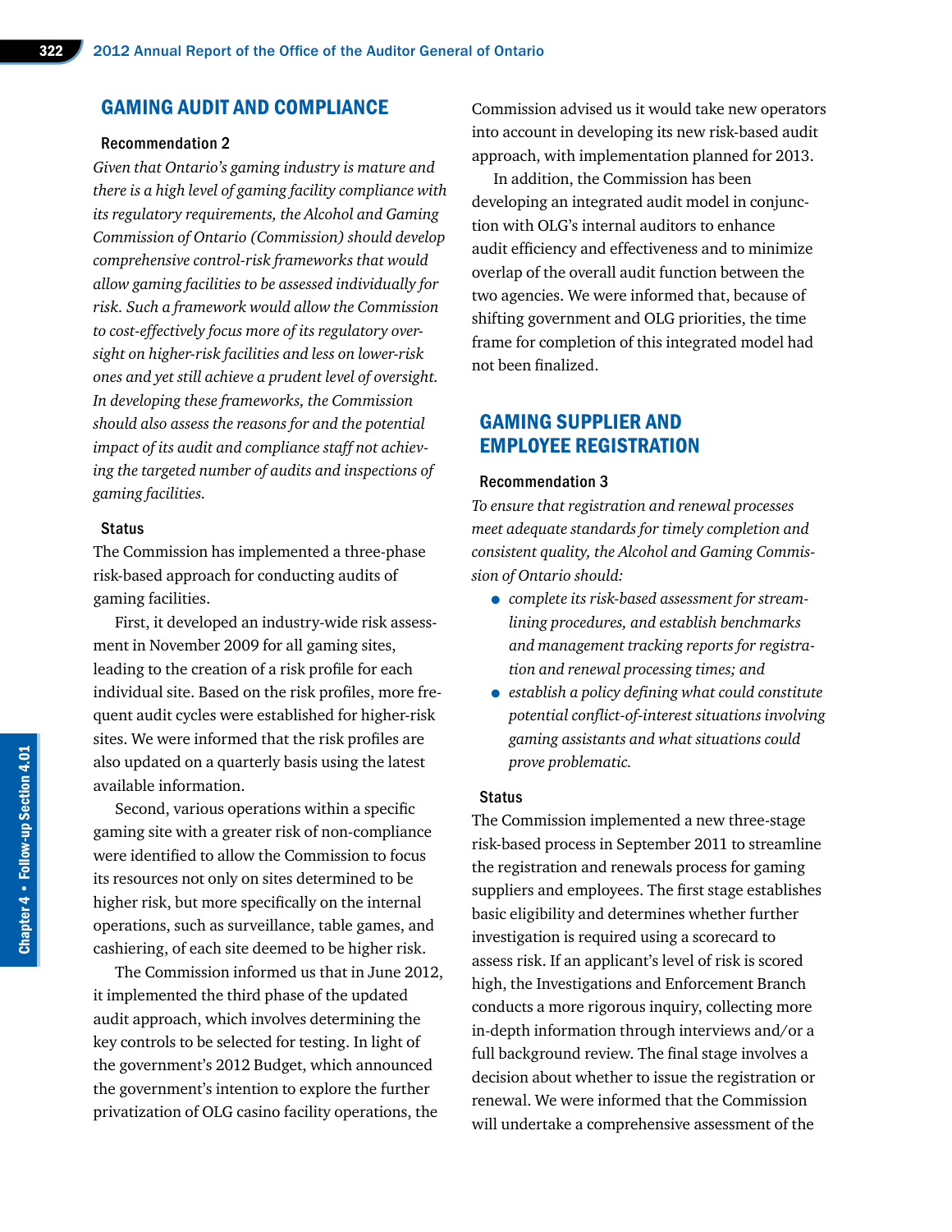## GAMING AUDIT AND COMPLIANCE

### Recommendation 2

*Given that Ontario's gaming industry is mature and there is a high level of gaming facility compliance with its regulatory requirements, the Alcohol and Gaming Commission of Ontario (Commission) should develop comprehensive control-risk frameworks that would allow gaming facilities to be assessed individually for risk. Such a framework would allow the Commission to cost-effectively focus more of its regulatory oversight on higher-risk facilities and less on lower-risk ones and yet still achieve a prudent level of oversight. In developing these frameworks, the Commission should also assess the reasons for and the potential impact of its audit and compliance staff not achieving the targeted number of audits and inspections of gaming facilities.*

### Status

The Commission has implemented a three-phase risk-based approach for conducting audits of gaming facilities.

First, it developed an industry-wide risk assessment in November 2009 for all gaming sites, leading to the creation of a risk profile for each individual site. Based on the risk profiles, more frequent audit cycles were established for higher-risk sites. We were informed that the risk profiles are also updated on a quarterly basis using the latest available information.

Second, various operations within a specific gaming site with a greater risk of non-compliance were identified to allow the Commission to focus its resources not only on sites determined to be higher risk, but more specifically on the internal operations, such as surveillance, table games, and cashiering, of each site deemed to be higher risk.

The Commission informed us that in June 2012, it implemented the third phase of the updated audit approach, which involves determining the key controls to be selected for testing. In light of the government's 2012 Budget, which announced the government's intention to explore the further privatization of OLG casino facility operations, the Commission advised us it would take new operators into account in developing its new risk-based audit approach, with implementation planned for 2013.

In addition, the Commission has been developing an integrated audit model in conjunction with OLG's internal auditors to enhance audit efficiency and effectiveness and to minimize overlap of the overall audit function between the two agencies. We were informed that, because of shifting government and OLG priorities, the time frame for completion of this integrated model had not been finalized.

## GAMING SUPPLIER AND EMPLOYEE REGISTRATION

### Recommendation 3

*To ensure that registration and renewal processes meet adequate standards for timely completion and consistent quality, the Alcohol and Gaming Commission of Ontario should:*

- *complete its risk-based assessment for streamlining procedures, and establish benchmarks and management tracking reports for registration and renewal processing times; and*
- *establish a policy defining what could constitute potential conflict-of-interest situations involving gaming assistants and what situations could prove problematic.*

### Status

The Commission implemented a new three-stage risk-based process in September 2011 to streamline the registration and renewals process for gaming suppliers and employees. The first stage establishes basic eligibility and determines whether further investigation is required using a scorecard to assess risk. If an applicant's level of risk is scored high, the Investigations and Enforcement Branch conducts a more rigorous inquiry, collecting more in-depth information through interviews and/or a full background review. The final stage involves a decision about whether to issue the registration or renewal. We were informed that the Commission will undertake a comprehensive assessment of the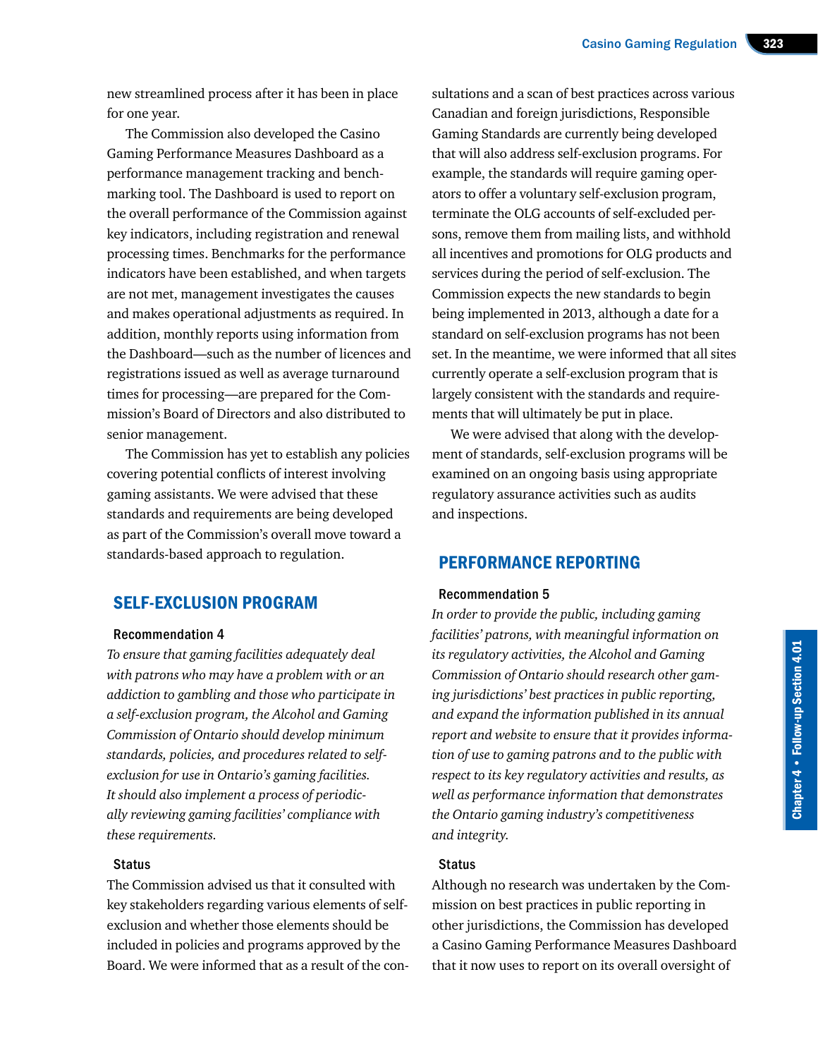new streamlined process after it has been in place for one year.

The Commission also developed the Casino Gaming Performance Measures Dashboard as a performance management tracking and benchmarking tool. The Dashboard is used to report on the overall performance of the Commission against key indicators, including registration and renewal processing times. Benchmarks for the performance indicators have been established, and when targets are not met, management investigates the causes and makes operational adjustments as required. In addition, monthly reports using information from the Dashboard—such as the number of licences and registrations issued as well as average turnaround times for processing—are prepared for the Commission's Board of Directors and also distributed to senior management.

The Commission has yet to establish any policies covering potential conflicts of interest involving gaming assistants. We were advised that these standards and requirements are being developed as part of the Commission's overall move toward a standards-based approach to regulation.

## SELF-EXCLUSION PROGRAM

### Recommendation 4

*To ensure that gaming facilities adequately deal with patrons who may have a problem with or an addiction to gambling and those who participate in a self-exclusion program, the Alcohol and Gaming Commission of Ontario should develop minimum standards, policies, and procedures related to self-exclusion for use in Ontario's gaming facilities. It should also implement a process of periodically reviewing gaming facilities' compliance with these requirements.*

### Status

The Commission advised us that it consulted with key stakeholders regarding various elements of self-exclusion and whether those elements should be included in policies and programs approved by the Board. We were informed that as a result of the consultations and a scan of best practices across various Canadian and foreign jurisdictions, Responsible Gaming Standards are currently being developed that will also address self-exclusion programs. For example, the standards will require gaming operators to offer a voluntary self-exclusion program, terminate the OLG accounts of self-excluded persons, remove them from mailing lists, and withhold all incentives and promotions for OLG products and services during the period of self-exclusion. The Commission expects the new standards to begin being implemented in 2013, although a date for a standard on self-exclusion programs has not been set. In the meantime, we were informed that all sites currently operate a self-exclusion program that is largely consistent with the standards and requirements that will ultimately be put in place.

We were advised that along with the development of standards, self-exclusion programs will be examined on an ongoing basis using appropriate regulatory assurance activities such as audits and inspections.

## PERFORMANCE REPORTING

### Recommendation 5

*In order to provide the public, including gaming facilities' patrons, with meaningful information on its regulatory activities, the Alcohol and Gaming Commission of Ontario should research other gaming jurisdictions' best practices in public reporting, and expand the information published in its annual report and website to ensure that it provides information of use to gaming patrons and to the public with respect to its key regulatory activities and results, as well as performance information that demonstrates the Ontario gaming industry's competitiveness and integrity.*

### Status

Although no research was undertaken by the Commission on best practices in public reporting in other jurisdictions, the Commission has developed a Casino Gaming Performance Measures Dashboard that it now uses to report on its overall oversight of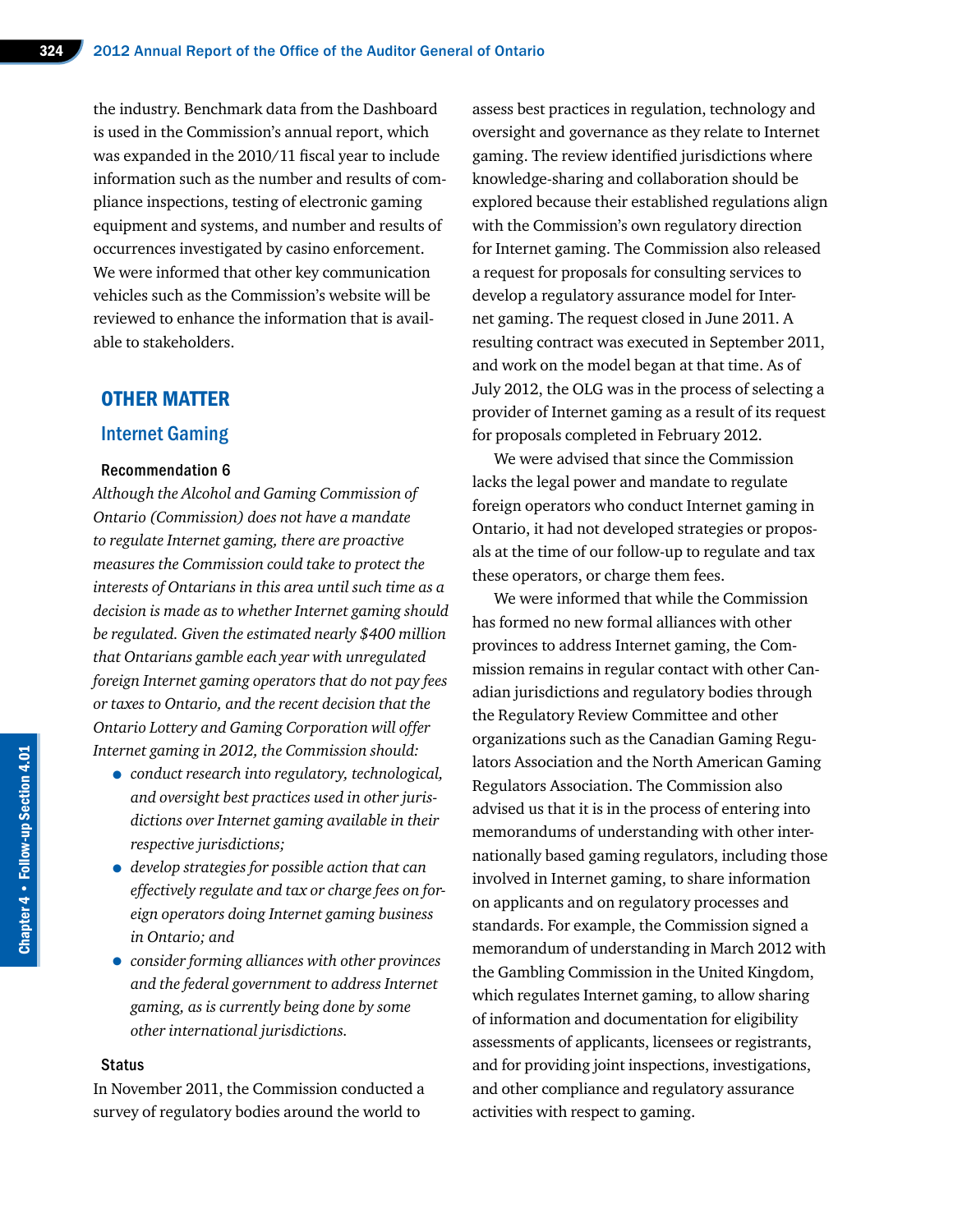the industry. Benchmark data from the Dashboard is used in the Commission's annual report, which was expanded in the 2010/11 fiscal year to include information such as the number and results of compliance inspections, testing of electronic gaming equipment and systems, and number and results of occurrences investigated by casino enforcement. We were informed that other key communication vehicles such as the Commission's website will be reviewed to enhance the information that is available to stakeholders.

## OTHER MATTER

### Internet Gaming

#### Recommendation 6

*Although the Alcohol and Gaming Commission of Ontario (Commission) does not have a mandate to regulate Internet gaming, there are proactive measures the Commission could take to protect the interests of Ontarians in this area until such time as a decision is made as to whether Internet gaming should be regulated. Given the estimated nearly $400 million that Ontarians gamble each year with unregulated foreign Internet gaming operators that do not pay fees or taxes to Ontario, and the recent decision that the Ontario Lottery and Gaming Corporation will offer Internet gaming in 2012, the Commission should:*

- *conduct research into regulatory, technological, and oversight best practices used in other jurisdictions over Internet gaming available in their respective jurisdictions;*
- *develop strategies for possible action that can effectively regulate and tax or charge fees on foreign operators doing Internet gaming business in Ontario; and*
- *consider forming alliances with other provinces and the federal government to address Internet gaming, as is currently being done by some other international jurisdictions.*

#### Status

In November 2011, the Commission conducted a survey of regulatory bodies around the world to assess best practices in regulation, technology and oversight and governance as they relate to Internet gaming. The review identified jurisdictions where knowledge-sharing and collaboration should be explored because their established regulations align with the Commission's own regulatory direction for Internet gaming. The Commission also released a request for proposals for consulting services to develop a regulatory assurance model for Internet gaming. The request closed in June 2011. A resulting contract was executed in September 2011, and work on the model began at that time. As of July 2012, the OLG was in the process of selecting a provider of Internet gaming as a result of its request for proposals completed in February 2012.

We were advised that since the Commission lacks the legal power and mandate to regulate foreign operators who conduct Internet gaming in Ontario, it had not developed strategies or proposals at the time of our follow-up to regulate and tax these operators, or charge them fees.

We were informed that while the Commission has formed no new formal alliances with other provinces to address Internet gaming, the Commission remains in regular contact with other Canadian jurisdictions and regulatory bodies through the Regulatory Review Committee and other organizations such as the Canadian Gaming Regulators Association and the North American Gaming Regulators Association. The Commission also advised us that it is in the process of entering into memorandums of understanding with other internationally based gaming regulators, including those involved in Internet gaming, to share information on applicants and on regulatory processes and standards. For example, the Commission signed a memorandum of understanding in March 2012 with the Gambling Commission in the United Kingdom, which regulates Internet gaming, to allow sharing of information and documentation for eligibility assessments of applicants, licensees or registrants, and for providing joint inspections, investigations, and other compliance and regulatory assurance activities with respect to gaming.